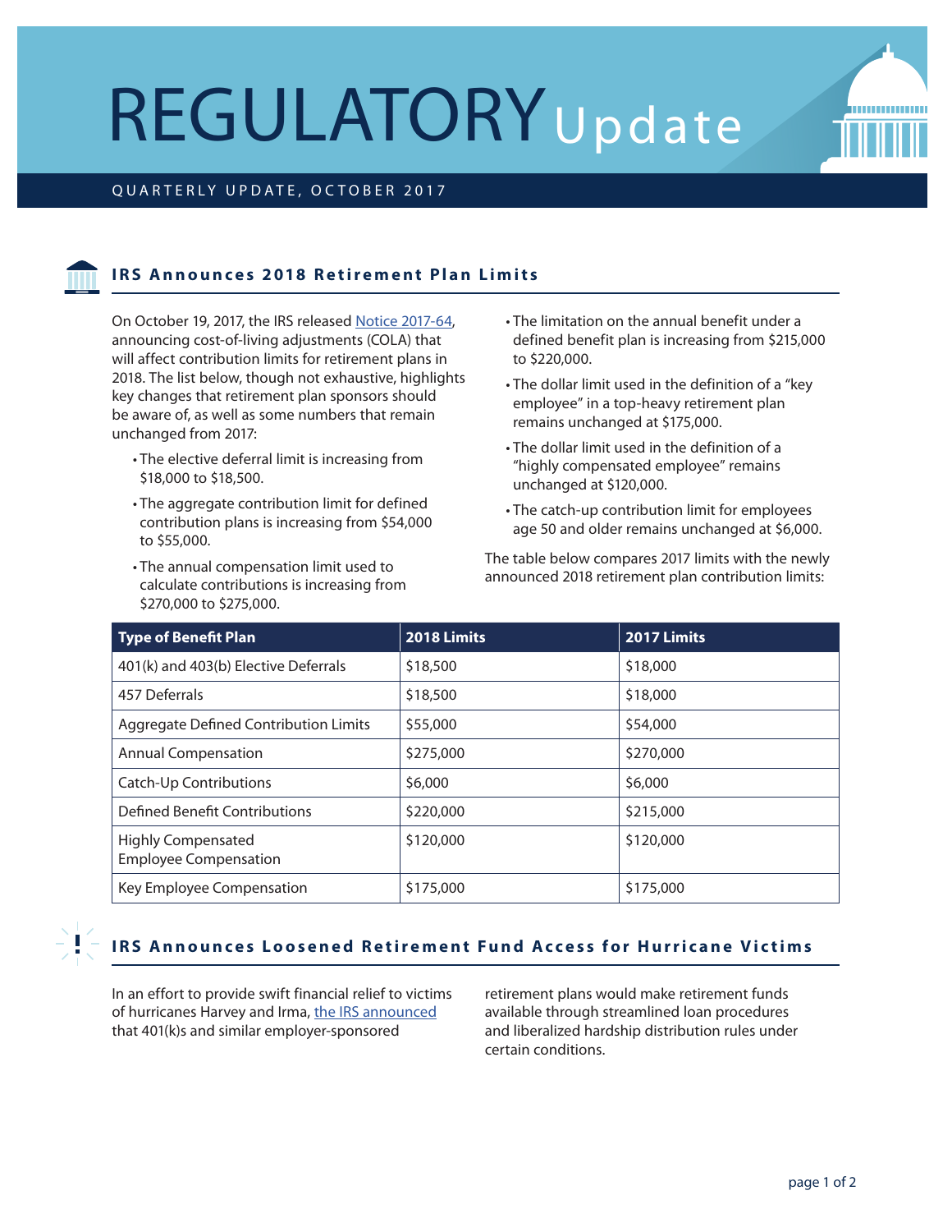# REGULATORY Update

QUARTERLY UPDATE, OCTOBER 2017

## IRS Announces 2018 Retirement Plan Limits

On October 19, 2017, the IRS released Notice 2017-64, announcing cost-of-living adjustments (COLA) that will affect contribution limits for retirement plans in 2018. The list below, though not exhaustive, highlights key changes that retirement plan sponsors should be aware of, as well as some numbers that remain unchanged from 2017:

- The elective deferral limit is increasing from $18,000 to $18,500.
- The aggregate contribution limit for defined contribution plans is increasing from $54,000 to $55,000.
- The annual compensation limit used to calculate contributions is increasing from $270,000 to $275,000.
- The limitation on the annual benefit under a defined benefit plan is increasing from $215,000 to $220,000.
- The dollar limit used in the definition of a "key employee" in a top-heavy retirement plan remains unchanged at $175,000.
- The dollar limit used in the definition of a "highly compensated employee" remains unchanged at $120,000.
- The catch-up contribution limit for employees age 50 and older remains unchanged at $6,000.

The table below compares 2017 limits with the newly announced 2018 retirement plan contribution limits:

| Type of Benefit Plan | 2018 Limits | 2017 Limits |
|---|---|---|
| 401(k) and 403(b) Elective Deferrals | $18,500 | $18,000 |
| 457 Deferrals | $18,500 | $18,000 |
| Aggregate Defined Contribution Limits | $55,000 | $54,000 |
| Annual Compensation | $275,000 | $270,000 |
| Catch-Up Contributions | $6,000 | $6,000 |
| Defined Benefit Contributions | $220,000 | $215,000 |
| Highly Compensated Employee Compensation | $120,000 | $120,000 |
| Key Employee Compensation | $175,000 | $175,000 |

## IRS Announces Loosened Retirement Fund Access for Hurricane Victims

In an effort to provide swift financial relief to victims of hurricanes Harvey and Irma, the IRS announced that 401(k)s and similar employer-sponsored retirement plans would make retirement funds available through streamlined loan procedures and liberalized hardship distribution rules under certain conditions.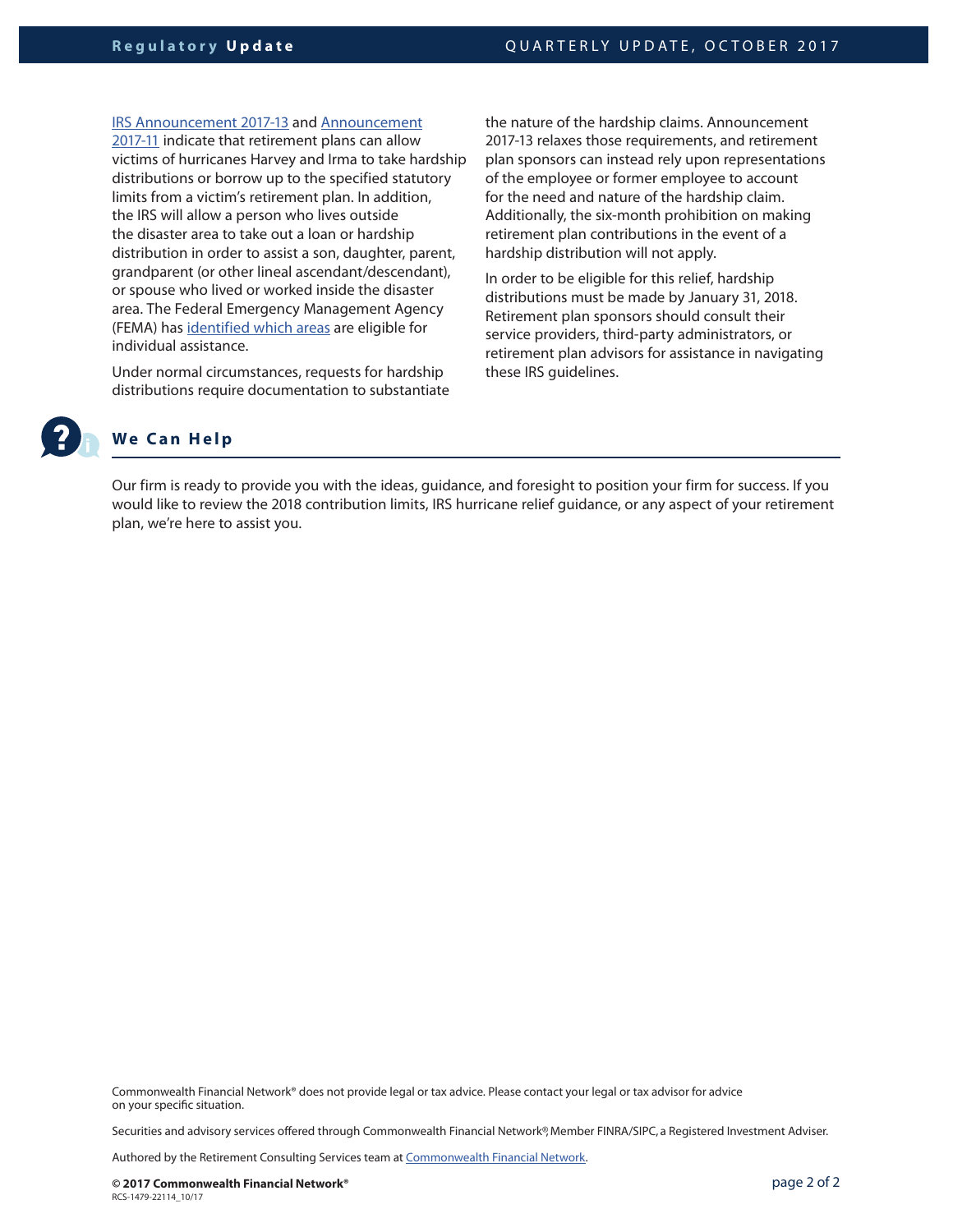IRS Announcement 2017-13 and Announcement 2017-11 indicate that retirement plans can allow victims of hurricanes Harvey and Irma to take hardship distributions or borrow up to the specified statutory limits from a victim's retirement plan. In addition, the IRS will allow a person who lives outside the disaster area to take out a loan or hardship distribution in order to assist a son, daughter, parent, grandparent (or other lineal ascendant/descendant), or spouse who lived or worked inside the disaster area. The Federal Emergency Management Agency (FEMA) has identified which areas are eligible for individual assistance.

Under normal circumstances, requests for hardship distributions require documentation to substantiate the nature of the hardship claims. Announcement 2017-13 relaxes those requirements, and retirement plan sponsors can instead rely upon representations of the employee or former employee to account for the need and nature of the hardship claim. Additionally, the six-month prohibition on making retirement plan contributions in the event of a hardship distribution will not apply.

In order to be eligible for this relief, hardship distributions must be made by January 31, 2018. Retirement plan sponsors should consult their service providers, third-party administrators, or retirement plan advisors for assistance in navigating these IRS guidelines.

## We Can Help

Our firm is ready to provide you with the ideas, guidance, and foresight to position your firm for success. If you would like to review the 2018 contribution limits, IRS hurricane relief guidance, or any aspect of your retirement plan, we're here to assist you.

Commonwealth Financial Network® does not provide legal or tax advice. Please contact your legal or tax advisor for advice on your specific situation.

Securities and advisory services offered through Commonwealth Financial Network®, Member FINRA/SIPC, a Registered Investment Adviser.

Authored by the Retirement Consulting Services team at Commonwealth Financial Network.

**© 2017 Commonwealth Financial Network®**
RCS-1479-22114_10/17